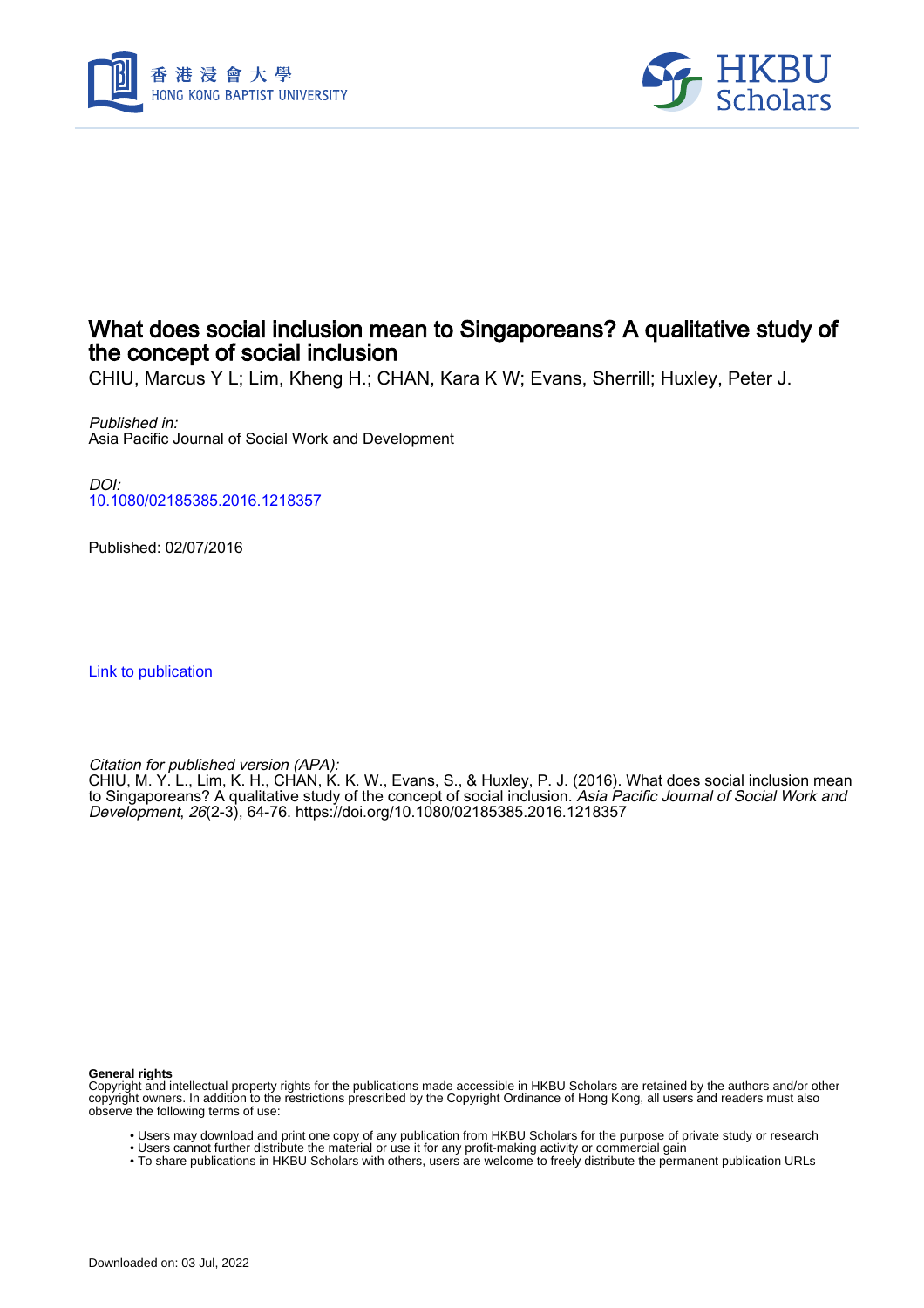# What does social inclusion mean to Singaporeans? A qualitative study of the concept of social inclusion

CHIU, Marcus Y L; Lim, Kheng H.; CHAN, Kara K W; Evans, Sherrill; Huxley, Peter J.

*Published in:*
Asia Pacific Journal of Social Work and Development

*DOI:*
10.1080/02185385.2016.1218357

Published: 02/07/2016

Link to publication

*Citation for published version (APA):*
CHIU, M. Y. L., Lim, K. H., CHAN, K. K. W., Evans, S., & Huxley, P. J. (2016). What does social inclusion mean to Singaporeans? A qualitative study of the concept of social inclusion. *Asia Pacific Journal of Social Work and Development*, *26*(2-3), 64-76. https://doi.org/10.1080/02185385.2016.1218357

**General rights**
Copyright and intellectual property rights for the publications made accessible in HKBU Scholars are retained by the authors and/or other copyright owners. In addition to the restrictions prescribed by the Copyright Ordinance of Hong Kong, all users and readers must also observe the following terms of use:

- Users may download and print one copy of any publication from HKBU Scholars for the purpose of private study or research
- Users cannot further distribute the material or use it for any profit-making activity or commercial gain
- To share publications in HKBU Scholars with others, users are welcome to freely distribute the permanent publication URLs

Downloaded on: 03 Jul, 2022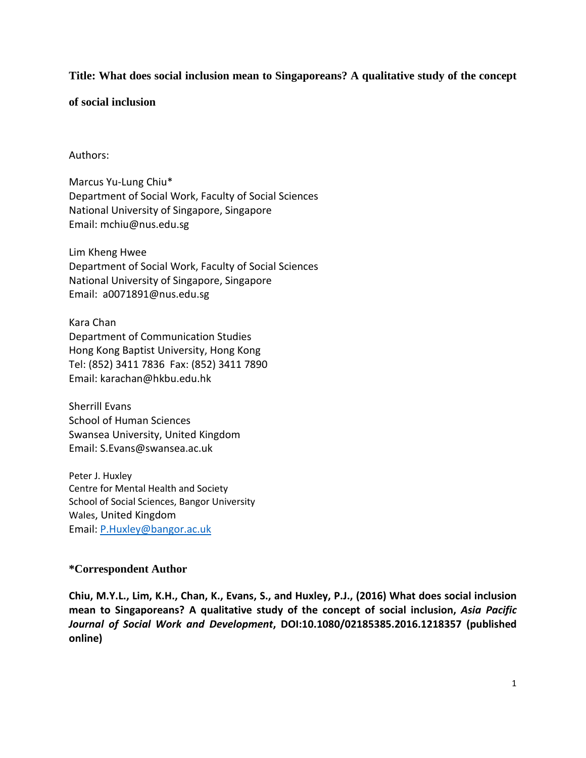**Title: What does social inclusion mean to Singaporeans? A qualitative study of the concept of social inclusion**

Authors:

Marcus Yu-Lung Chiu*
Department of Social Work, Faculty of Social Sciences
National University of Singapore, Singapore
Email: mchiu@nus.edu.sg

Lim Kheng Hwee
Department of Social Work, Faculty of Social Sciences
National University of Singapore, Singapore
Email: a0071891@nus.edu.sg

Kara Chan
Department of Communication Studies
Hong Kong Baptist University, Hong Kong
Tel: (852) 3411 7836 Fax: (852) 3411 7890
Email: karachan@hkbu.edu.hk

Sherrill Evans
School of Human Sciences
Swansea University, United Kingdom
Email: S.Evans@swansea.ac.uk

Peter J. Huxley
Centre for Mental Health and Society
School of Social Sciences, Bangor University
Wales, United Kingdom
Email: P.Huxley@bangor.ac.uk

**\*Correspondent Author**

**Chiu, M.Y.L., Lim, K.H., Chan, K., Evans, S., and Huxley, P.J., (2016) What does social inclusion mean to Singaporeans? A qualitative study of the concept of social inclusion, *Asia Pacific Journal of Social Work and Development*, DOI:10.1080/02185385.2016.1218357 (published online)**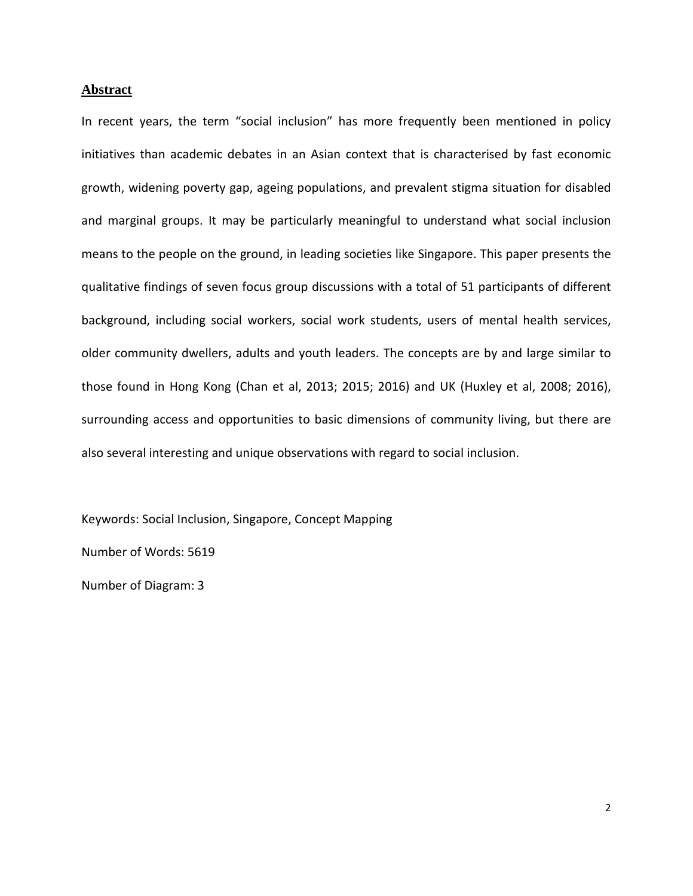## Abstract

In recent years, the term "social inclusion" has more frequently been mentioned in policy initiatives than academic debates in an Asian context that is characterised by fast economic growth, widening poverty gap, ageing populations, and prevalent stigma situation for disabled and marginal groups. It may be particularly meaningful to understand what social inclusion means to the people on the ground, in leading societies like Singapore. This paper presents the qualitative findings of seven focus group discussions with a total of 51 participants of different background, including social workers, social work students, users of mental health services, older community dwellers, adults and youth leaders. The concepts are by and large similar to those found in Hong Kong (Chan et al, 2013; 2015; 2016) and UK (Huxley et al, 2008; 2016), surrounding access and opportunities to basic dimensions of community living, but there are also several interesting and unique observations with regard to social inclusion.

Keywords: Social Inclusion, Singapore, Concept Mapping

Number of Words: 5619

Number of Diagram: 3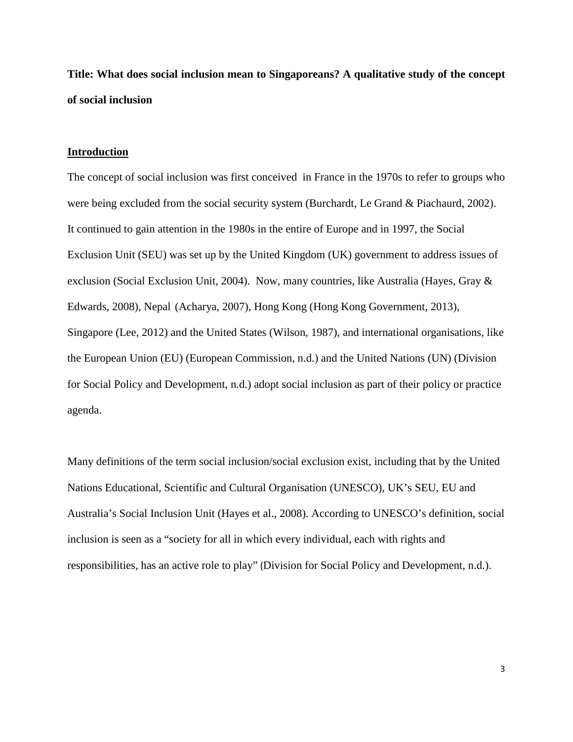**Title: What does social inclusion mean to Singaporeans? A qualitative study of the concept of social inclusion**

## Introduction

The concept of social inclusion was first conceived in France in the 1970s to refer to groups who were being excluded from the social security system (Burchardt, Le Grand & Piachaurd, 2002). It continued to gain attention in the 1980s in the entire of Europe and in 1997, the Social Exclusion Unit (SEU) was set up by the United Kingdom (UK) government to address issues of exclusion (Social Exclusion Unit, 2004). Now, many countries, like Australia (Hayes, Gray & Edwards, 2008), Nepal (Acharya, 2007), Hong Kong (Hong Kong Government, 2013), Singapore (Lee, 2012) and the United States (Wilson, 1987), and international organisations, like the European Union (EU) (European Commission, n.d.) and the United Nations (UN) (Division for Social Policy and Development, n.d.) adopt social inclusion as part of their policy or practice agenda.

Many definitions of the term social inclusion/social exclusion exist, including that by the United Nations Educational, Scientific and Cultural Organisation (UNESCO), UK's SEU, EU and Australia's Social Inclusion Unit (Hayes et al., 2008). According to UNESCO's definition, social inclusion is seen as a "society for all in which every individual, each with rights and responsibilities, has an active role to play" (Division for Social Policy and Development, n.d.).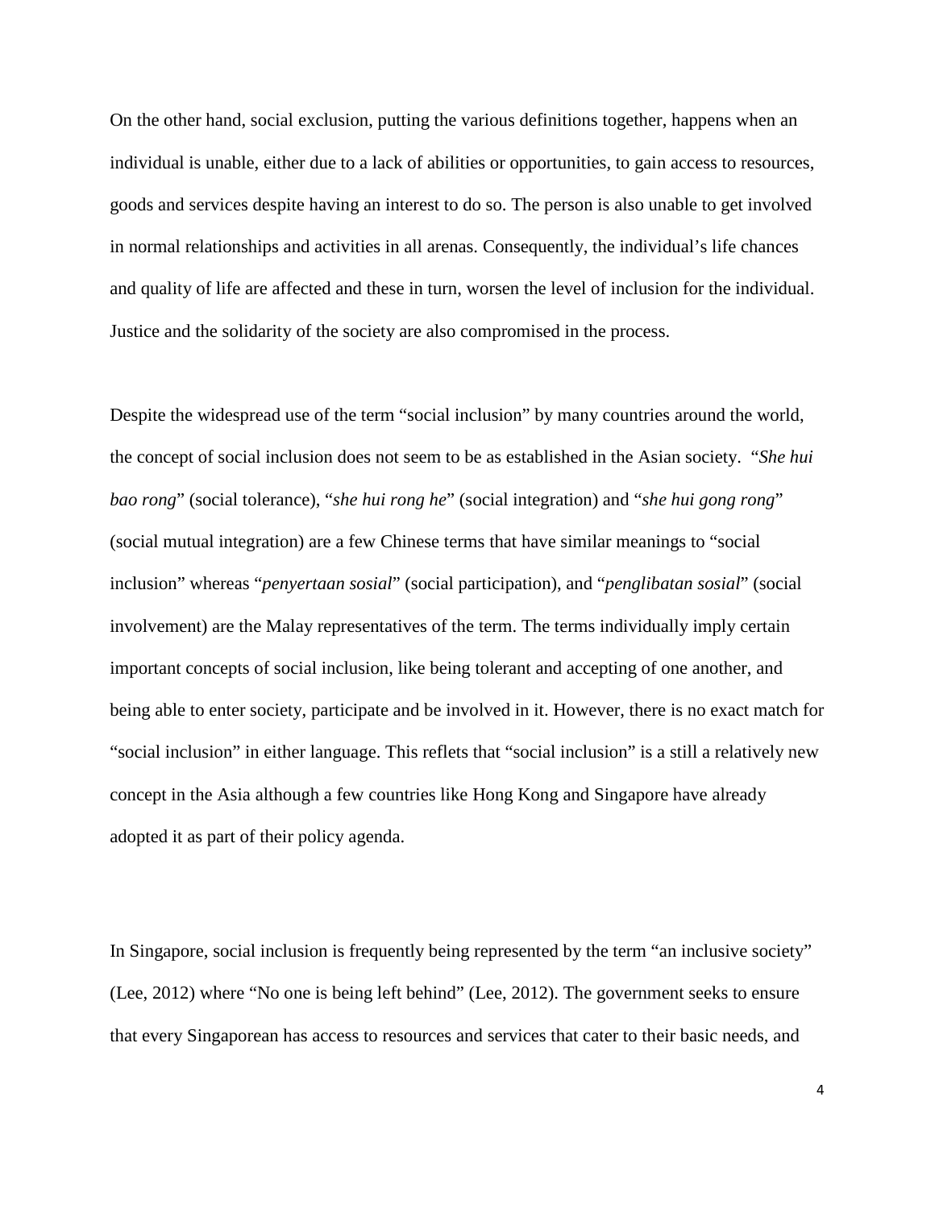On the other hand, social exclusion, putting the various definitions together, happens when an individual is unable, either due to a lack of abilities or opportunities, to gain access to resources, goods and services despite having an interest to do so. The person is also unable to get involved in normal relationships and activities in all arenas. Consequently, the individual's life chances and quality of life are affected and these in turn, worsen the level of inclusion for the individual. Justice and the solidarity of the society are also compromised in the process.

Despite the widespread use of the term "social inclusion" by many countries around the world, the concept of social inclusion does not seem to be as established in the Asian society. "*She hui bao rong*" (social tolerance), "*she hui rong he*" (social integration) and "*she hui gong rong*" (social mutual integration) are a few Chinese terms that have similar meanings to "social inclusion" whereas "*penyertaan sosial*" (social participation), and "*penglibatan sosial*" (social involvement) are the Malay representatives of the term. The terms individually imply certain important concepts of social inclusion, like being tolerant and accepting of one another, and being able to enter society, participate and be involved in it. However, there is no exact match for "social inclusion" in either language. This reflets that "social inclusion" is a still a relatively new concept in the Asia although a few countries like Hong Kong and Singapore have already adopted it as part of their policy agenda.

In Singapore, social inclusion is frequently being represented by the term "an inclusive society" (Lee, 2012) where "No one is being left behind" (Lee, 2012). The government seeks to ensure that every Singaporean has access to resources and services that cater to their basic needs, and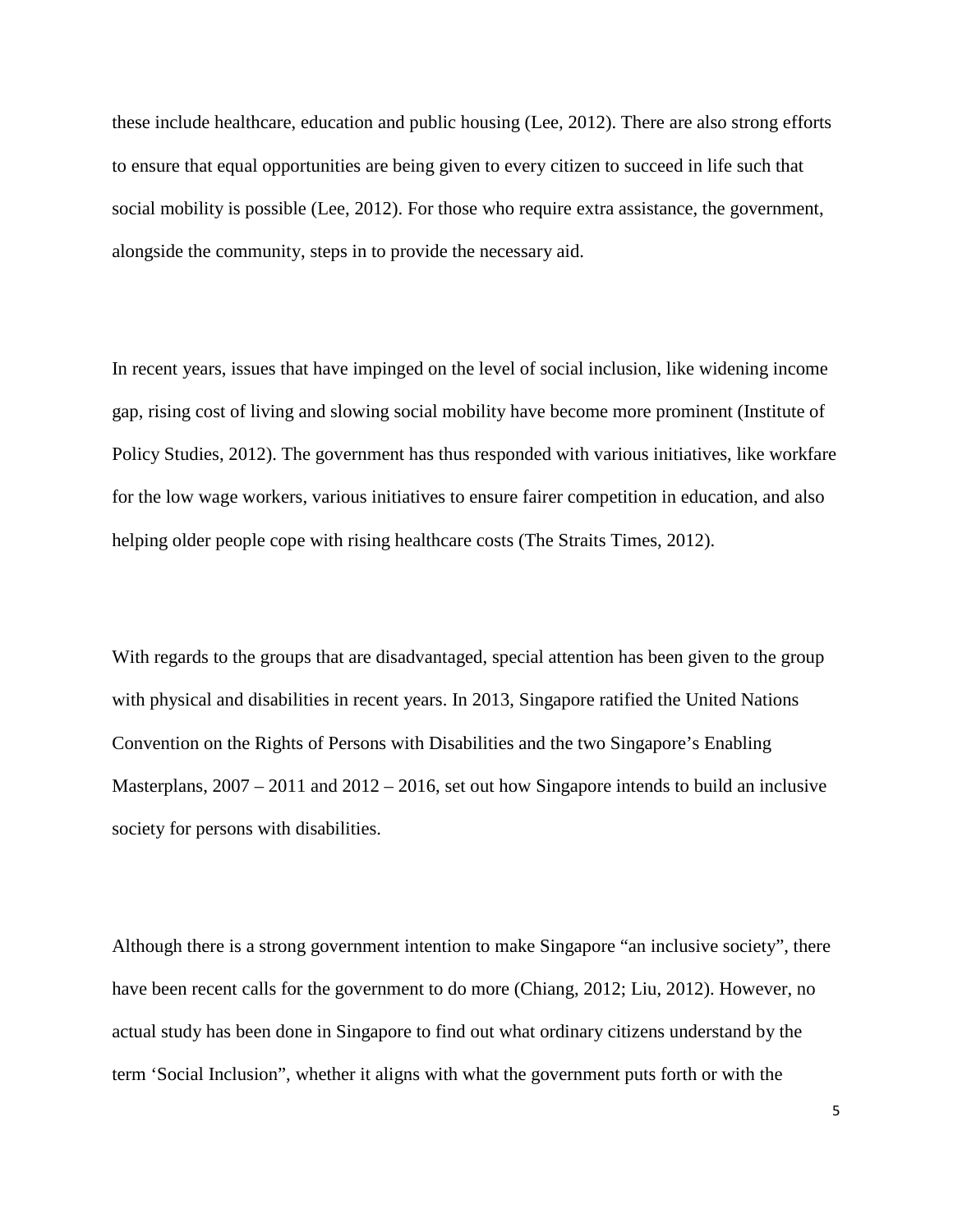these include healthcare, education and public housing (Lee, 2012). There are also strong efforts to ensure that equal opportunities are being given to every citizen to succeed in life such that social mobility is possible (Lee, 2012). For those who require extra assistance, the government, alongside the community, steps in to provide the necessary aid.

In recent years, issues that have impinged on the level of social inclusion, like widening income gap, rising cost of living and slowing social mobility have become more prominent (Institute of Policy Studies, 2012). The government has thus responded with various initiatives, like workfare for the low wage workers, various initiatives to ensure fairer competition in education, and also helping older people cope with rising healthcare costs (The Straits Times, 2012).

With regards to the groups that are disadvantaged, special attention has been given to the group with physical and disabilities in recent years. In 2013, Singapore ratified the United Nations Convention on the Rights of Persons with Disabilities and the two Singapore's Enabling Masterplans, 2007 – 2011 and 2012 – 2016, set out how Singapore intends to build an inclusive society for persons with disabilities.

Although there is a strong government intention to make Singapore "an inclusive society", there have been recent calls for the government to do more (Chiang, 2012; Liu, 2012). However, no actual study has been done in Singapore to find out what ordinary citizens understand by the term 'Social Inclusion", whether it aligns with what the government puts forth or with the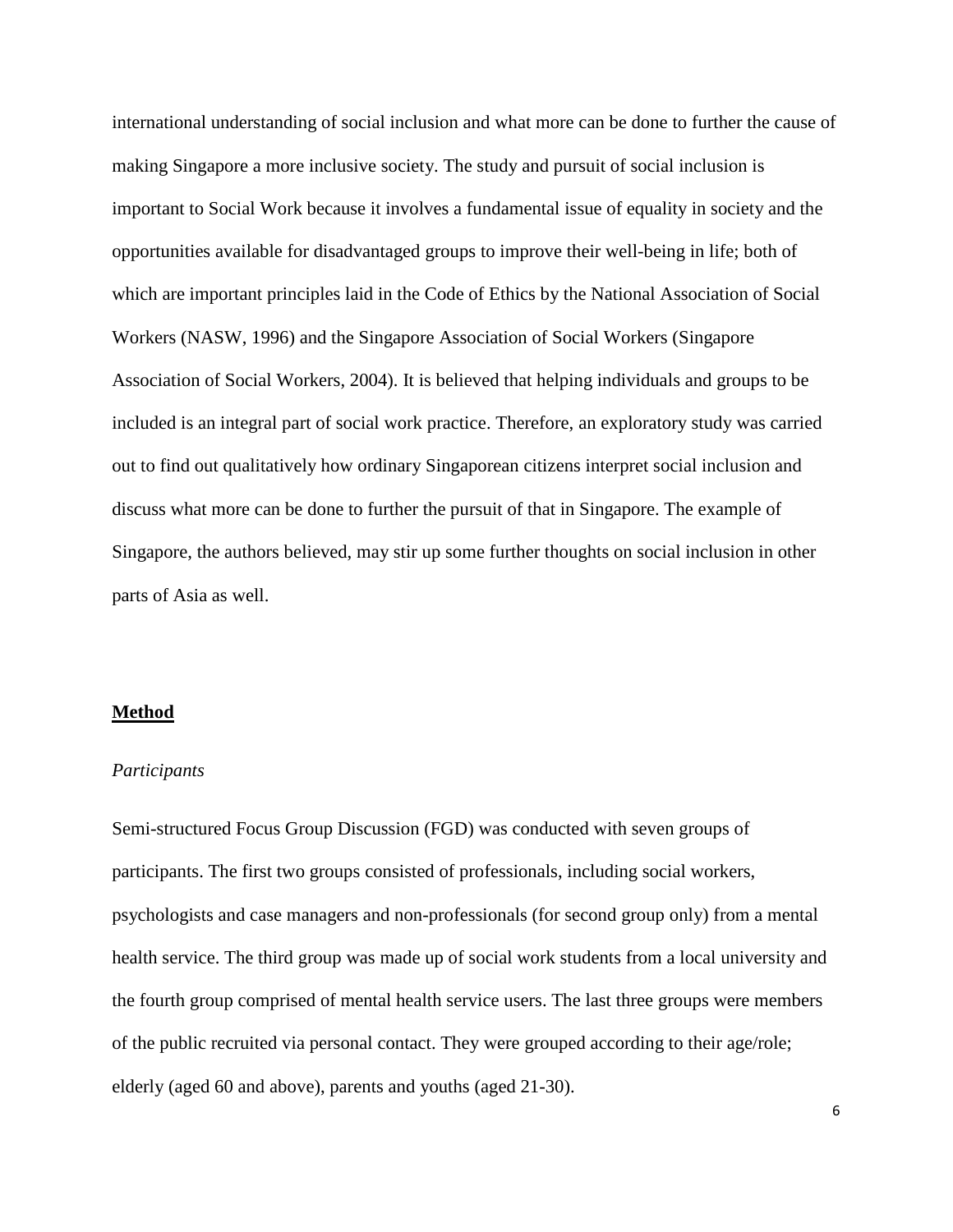international understanding of social inclusion and what more can be done to further the cause of making Singapore a more inclusive society. The study and pursuit of social inclusion is important to Social Work because it involves a fundamental issue of equality in society and the opportunities available for disadvantaged groups to improve their well-being in life; both of which are important principles laid in the Code of Ethics by the National Association of Social Workers (NASW, 1996) and the Singapore Association of Social Workers (Singapore Association of Social Workers, 2004). It is believed that helping individuals and groups to be included is an integral part of social work practice. Therefore, an exploratory study was carried out to find out qualitatively how ordinary Singaporean citizens interpret social inclusion and discuss what more can be done to further the pursuit of that in Singapore. The example of Singapore, the authors believed, may stir up some further thoughts on social inclusion in other parts of Asia as well.

## Method

### *Participants*

Semi-structured Focus Group Discussion (FGD) was conducted with seven groups of participants. The first two groups consisted of professionals, including social workers, psychologists and case managers and non-professionals (for second group only) from a mental health service. The third group was made up of social work students from a local university and the fourth group comprised of mental health service users. The last three groups were members of the public recruited via personal contact. They were grouped according to their age/role; elderly (aged 60 and above), parents and youths (aged 21-30).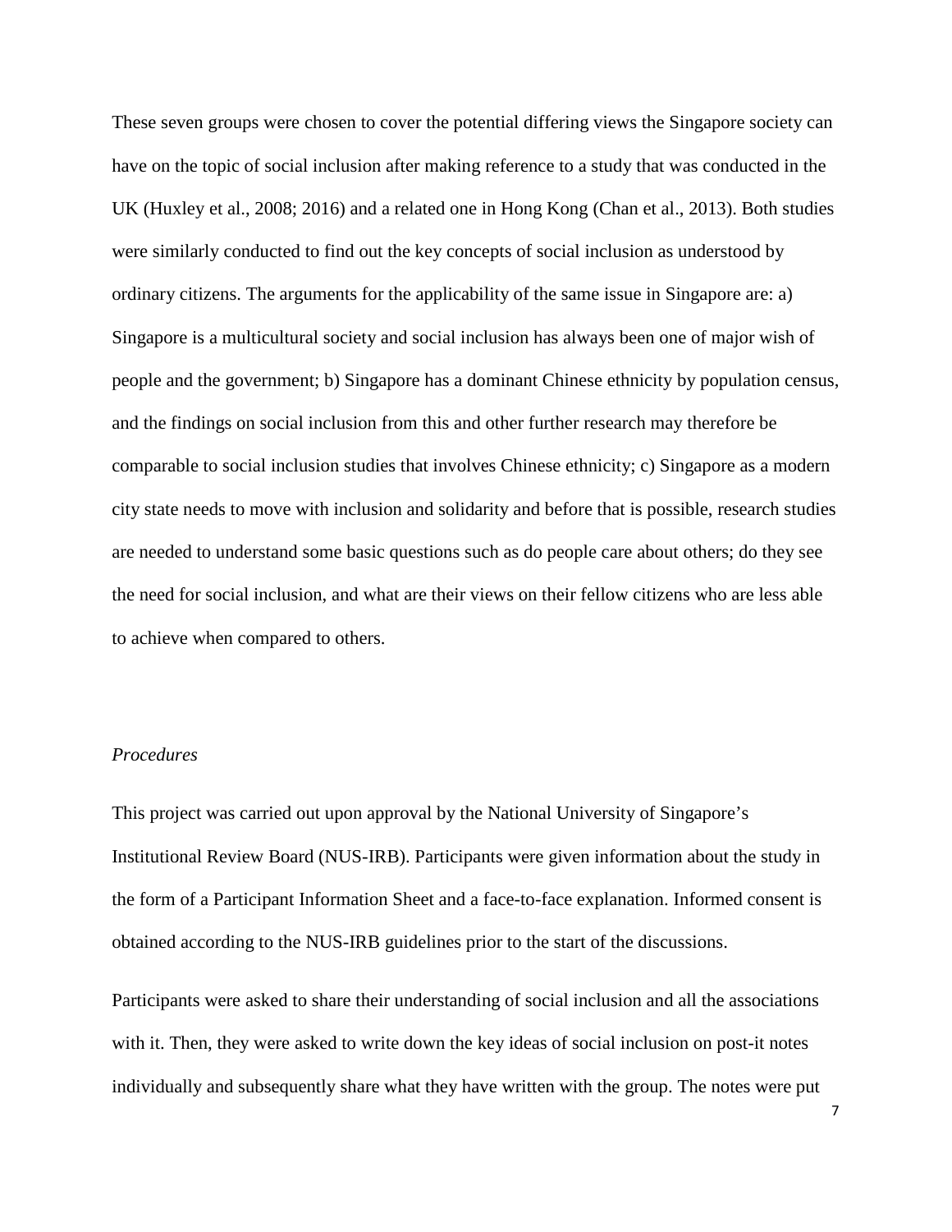These seven groups were chosen to cover the potential differing views the Singapore society can have on the topic of social inclusion after making reference to a study that was conducted in the UK (Huxley et al., 2008; 2016) and a related one in Hong Kong (Chan et al., 2013). Both studies were similarly conducted to find out the key concepts of social inclusion as understood by ordinary citizens. The arguments for the applicability of the same issue in Singapore are: a) Singapore is a multicultural society and social inclusion has always been one of major wish of people and the government; b) Singapore has a dominant Chinese ethnicity by population census, and the findings on social inclusion from this and other further research may therefore be comparable to social inclusion studies that involves Chinese ethnicity; c) Singapore as a modern city state needs to move with inclusion and solidarity and before that is possible, research studies are needed to understand some basic questions such as do people care about others; do they see the need for social inclusion, and what are their views on their fellow citizens who are less able to achieve when compared to others.

*Procedures*

This project was carried out upon approval by the National University of Singapore's Institutional Review Board (NUS-IRB). Participants were given information about the study in the form of a Participant Information Sheet and a face-to-face explanation. Informed consent is obtained according to the NUS-IRB guidelines prior to the start of the discussions.

Participants were asked to share their understanding of social inclusion and all the associations with it. Then, they were asked to write down the key ideas of social inclusion on post-it notes individually and subsequently share what they have written with the group. The notes were put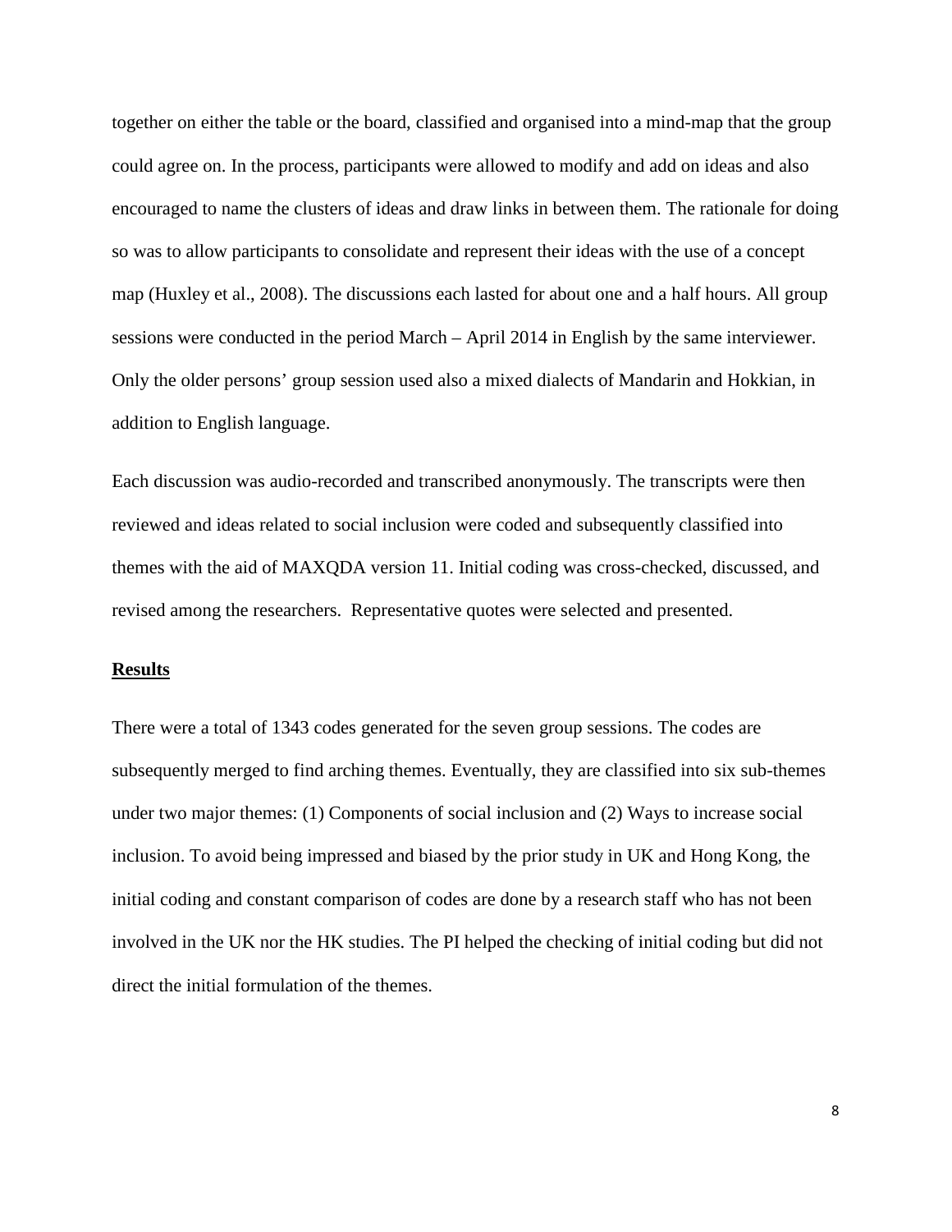together on either the table or the board, classified and organised into a mind-map that the group could agree on. In the process, participants were allowed to modify and add on ideas and also encouraged to name the clusters of ideas and draw links in between them. The rationale for doing so was to allow participants to consolidate and represent their ideas with the use of a concept map (Huxley et al., 2008). The discussions each lasted for about one and a half hours. All group sessions were conducted in the period March – April 2014 in English by the same interviewer. Only the older persons' group session used also a mixed dialects of Mandarin and Hokkian, in addition to English language.

Each discussion was audio-recorded and transcribed anonymously. The transcripts were then reviewed and ideas related to social inclusion were coded and subsequently classified into themes with the aid of MAXQDA version 11. Initial coding was cross-checked, discussed, and revised among the researchers. Representative quotes were selected and presented.

## **Results**

There were a total of 1343 codes generated for the seven group sessions. The codes are subsequently merged to find arching themes. Eventually, they are classified into six sub-themes under two major themes: (1) Components of social inclusion and (2) Ways to increase social inclusion. To avoid being impressed and biased by the prior study in UK and Hong Kong, the initial coding and constant comparison of codes are done by a research staff who has not been involved in the UK nor the HK studies. The PI helped the checking of initial coding but did not direct the initial formulation of the themes.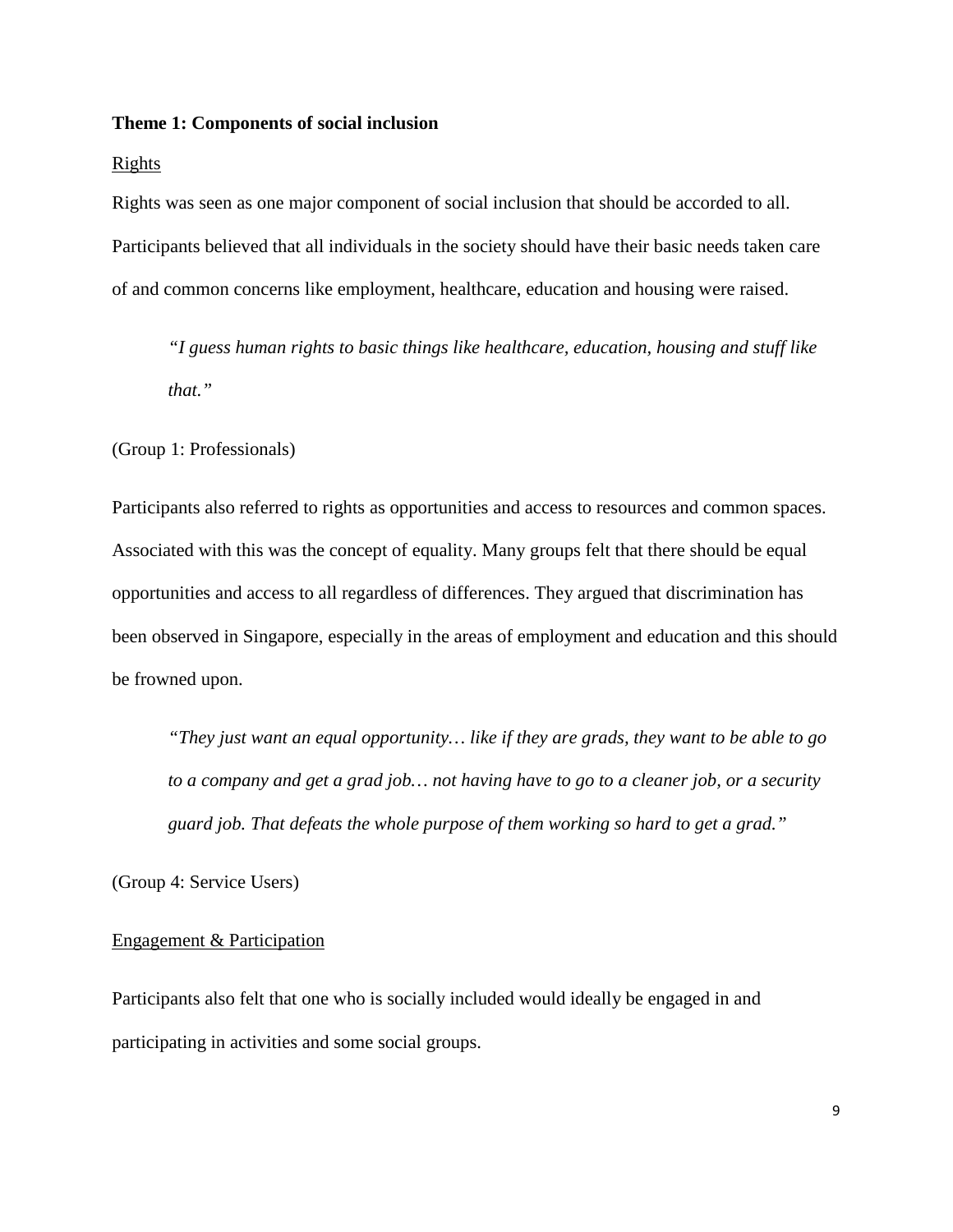**Theme 1: Components of social inclusion**

<u>Rights</u>

Rights was seen as one major component of social inclusion that should be accorded to all. Participants believed that all individuals in the society should have their basic needs taken care of and common concerns like employment, healthcare, education and housing were raised.

> *"I guess human rights to basic things like healthcare, education, housing and stuff like that."*

(Group 1: Professionals)

Participants also referred to rights as opportunities and access to resources and common spaces. Associated with this was the concept of equality. Many groups felt that there should be equal opportunities and access to all regardless of differences. They argued that discrimination has been observed in Singapore, especially in the areas of employment and education and this should be frowned upon.

> *"They just want an equal opportunity… like if they are grads, they want to be able to go to a company and get a grad job… not having have to go to a cleaner job, or a security guard job. That defeats the whole purpose of them working so hard to get a grad."*

(Group 4: Service Users)

<u>Engagement & Participation</u>

Participants also felt that one who is socially included would ideally be engaged in and participating in activities and some social groups.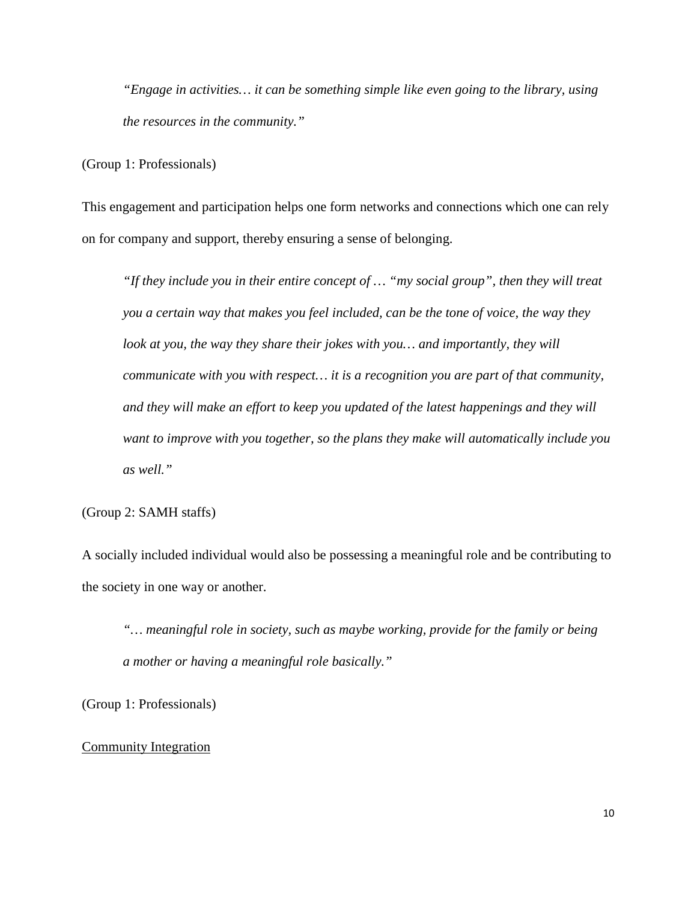> *"Engage in activities… it can be something simple like even going to the library, using the resources in the community."*

(Group 1: Professionals)

This engagement and participation helps one form networks and connections which one can rely on for company and support, thereby ensuring a sense of belonging.

> *"If they include you in their entire concept of … "my social group", then they will treat you a certain way that makes you feel included, can be the tone of voice, the way they look at you, the way they share their jokes with you… and importantly, they will communicate with you with respect… it is a recognition you are part of that community, and they will make an effort to keep you updated of the latest happenings and they will want to improve with you together, so the plans they make will automatically include you as well."*

(Group 2: SAMH staffs)

A socially included individual would also be possessing a meaningful role and be contributing to the society in one way or another.

> *"… meaningful role in society, such as maybe working, provide for the family or being a mother or having a meaningful role basically."*

(Group 1: Professionals)

<u>Community Integration</u>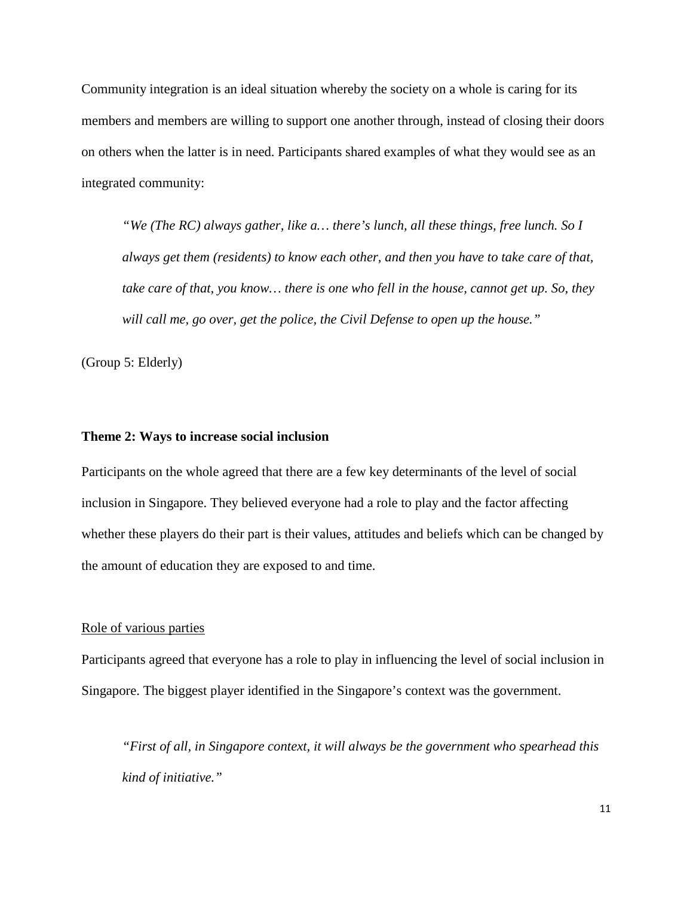Community integration is an ideal situation whereby the society on a whole is caring for its members and members are willing to support one another through, instead of closing their doors on others when the latter is in need. Participants shared examples of what they would see as an integrated community:

> *"We (The RC) always gather, like a… there's lunch, all these things, free lunch. So I always get them (residents) to know each other, and then you have to take care of that, take care of that, you know… there is one who fell in the house, cannot get up. So, they will call me, go over, get the police, the Civil Defense to open up the house."*

(Group 5: Elderly)

**Theme 2: Ways to increase social inclusion**

Participants on the whole agreed that there are a few key determinants of the level of social inclusion in Singapore. They believed everyone had a role to play and the factor affecting whether these players do their part is their values, attitudes and beliefs which can be changed by the amount of education they are exposed to and time.

<u>Role of various parties</u>

Participants agreed that everyone has a role to play in influencing the level of social inclusion in Singapore. The biggest player identified in the Singapore's context was the government.

> *"First of all, in Singapore context, it will always be the government who spearhead this kind of initiative."*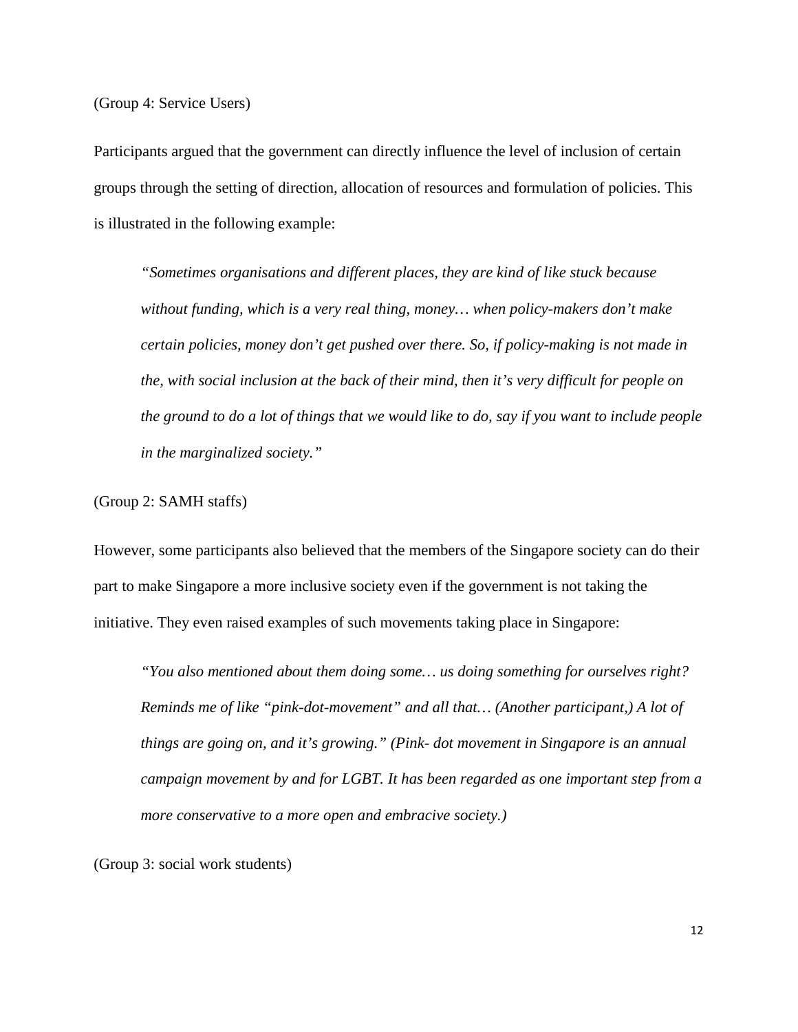(Group 4: Service Users)

Participants argued that the government can directly influence the level of inclusion of certain groups through the setting of direction, allocation of resources and formulation of policies. This is illustrated in the following example:

> *"Sometimes organisations and different places, they are kind of like stuck because without funding, which is a very real thing, money… when policy-makers don't make certain policies, money don't get pushed over there. So, if policy-making is not made in the, with social inclusion at the back of their mind, then it's very difficult for people on the ground to do a lot of things that we would like to do, say if you want to include people in the marginalized society."*

(Group 2: SAMH staffs)

However, some participants also believed that the members of the Singapore society can do their part to make Singapore a more inclusive society even if the government is not taking the initiative. They even raised examples of such movements taking place in Singapore:

> *"You also mentioned about them doing some… us doing something for ourselves right? Reminds me of like "pink-dot-movement" and all that… (Another participant,) A lot of things are going on, and it's growing." (Pink- dot movement in Singapore is an annual campaign movement by and for LGBT. It has been regarded as one important step from a more conservative to a more open and embracive society.)*

(Group 3: social work students)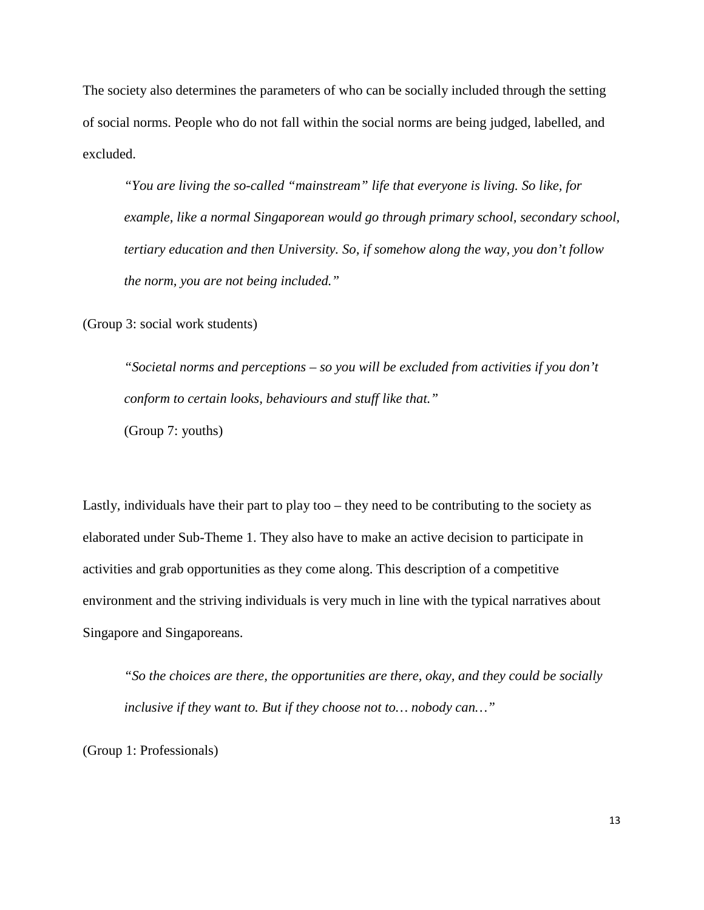The society also determines the parameters of who can be socially included through the setting of social norms. People who do not fall within the social norms are being judged, labelled, and excluded.

> *"You are living the so-called "mainstream" life that everyone is living. So like, for example, like a normal Singaporean would go through primary school, secondary school, tertiary education and then University. So, if somehow along the way, you don't follow the norm, you are not being included."*

(Group 3: social work students)

> *"Societal norms and perceptions – so you will be excluded from activities if you don't conform to certain looks, behaviours and stuff like that."*
>
> (Group 7: youths)

Lastly, individuals have their part to play too – they need to be contributing to the society as elaborated under Sub-Theme 1. They also have to make an active decision to participate in activities and grab opportunities as they come along. This description of a competitive environment and the striving individuals is very much in line with the typical narratives about Singapore and Singaporeans.

> *"So the choices are there, the opportunities are there, okay, and they could be socially inclusive if they want to. But if they choose not to… nobody can…"*

(Group 1: Professionals)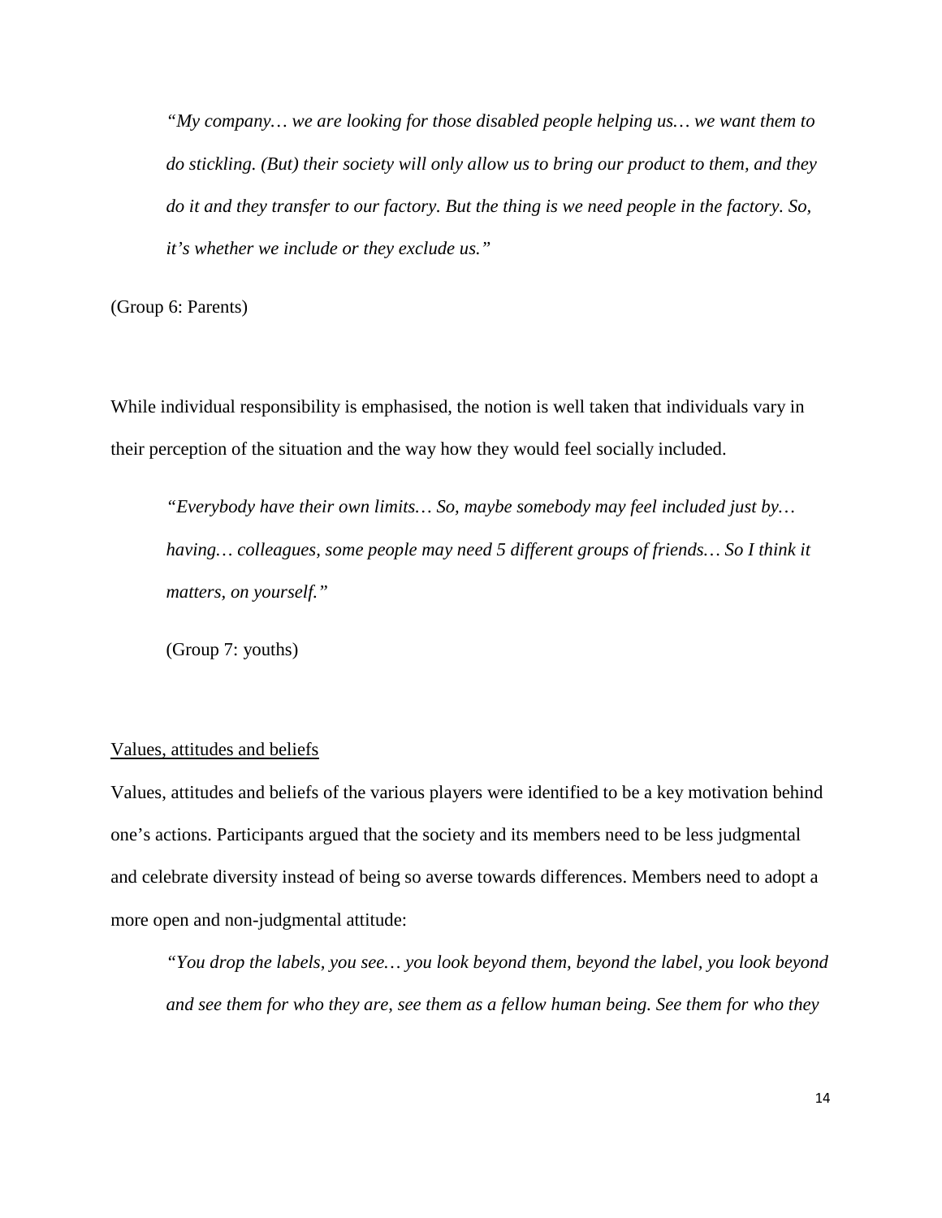*"My company… we are looking for those disabled people helping us… we want them to do stickling. (But) their society will only allow us to bring our product to them, and they do it and they transfer to our factory. But the thing is we need people in the factory. So, it's whether we include or they exclude us."*

(Group 6: Parents)

While individual responsibility is emphasised, the notion is well taken that individuals vary in their perception of the situation and the way how they would feel socially included.

> *"Everybody have their own limits… So, maybe somebody may feel included just by… having… colleagues, some people may need 5 different groups of friends… So I think it matters, on yourself."*
>
> (Group 7: youths)

<u>Values, attitudes and beliefs</u>

Values, attitudes and beliefs of the various players were identified to be a key motivation behind one's actions. Participants argued that the society and its members need to be less judgmental and celebrate diversity instead of being so averse towards differences. Members need to adopt a more open and non-judgmental attitude:

> *"You drop the labels, you see… you look beyond them, beyond the label, you look beyond and see them for who they are, see them as a fellow human being. See them for who they*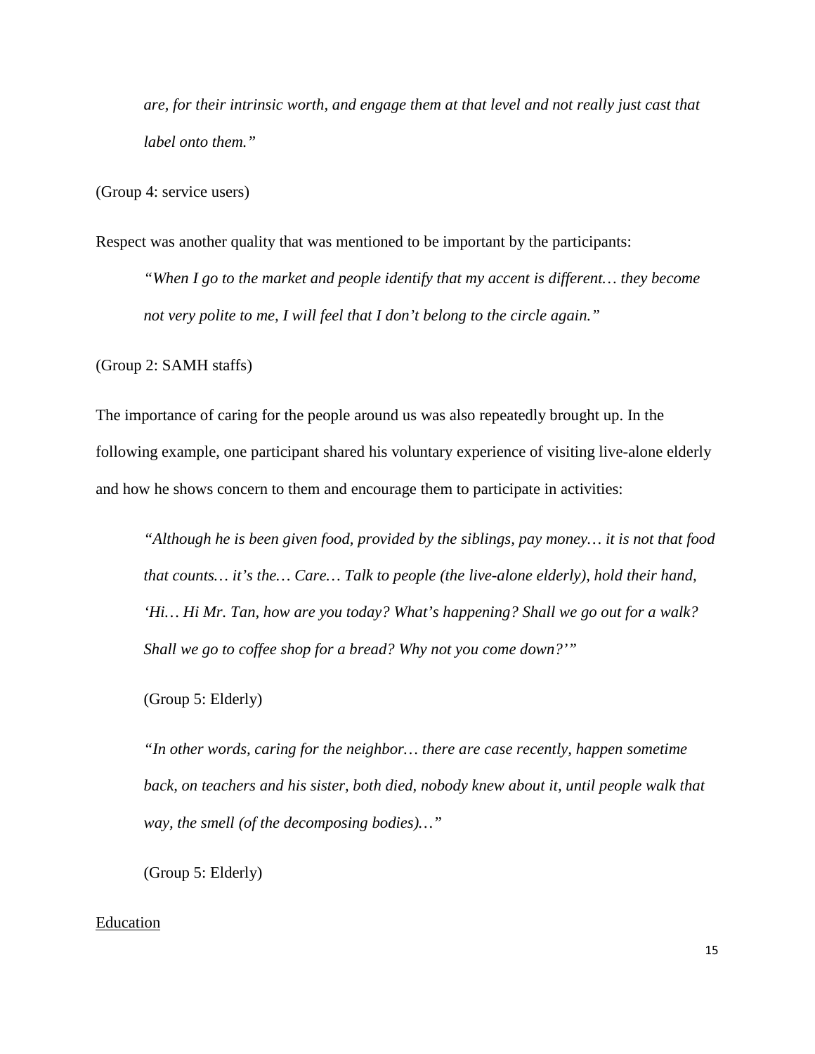*are, for their intrinsic worth, and engage them at that level and not really just cast that label onto them."*

(Group 4: service users)

Respect was another quality that was mentioned to be important by the participants:

> *"When I go to the market and people identify that my accent is different… they become not very polite to me, I will feel that I don't belong to the circle again."*

(Group 2: SAMH staffs)

The importance of caring for the people around us was also repeatedly brought up. In the following example, one participant shared his voluntary experience of visiting live-alone elderly and how he shows concern to them and encourage them to participate in activities:

> *"Although he is been given food, provided by the siblings, pay money… it is not that food that counts… it's the… Care… Talk to people (the live-alone elderly), hold their hand, 'Hi… Hi Mr. Tan, how are you today? What's happening? Shall we go out for a walk? Shall we go to coffee shop for a bread? Why not you come down?'"*
>
> (Group 5: Elderly)
>
> *"In other words, caring for the neighbor… there are case recently, happen sometime back, on teachers and his sister, both died, nobody knew about it, until people walk that way, the smell (of the decomposing bodies)…"*
>
> (Group 5: Elderly)

<u>Education</u>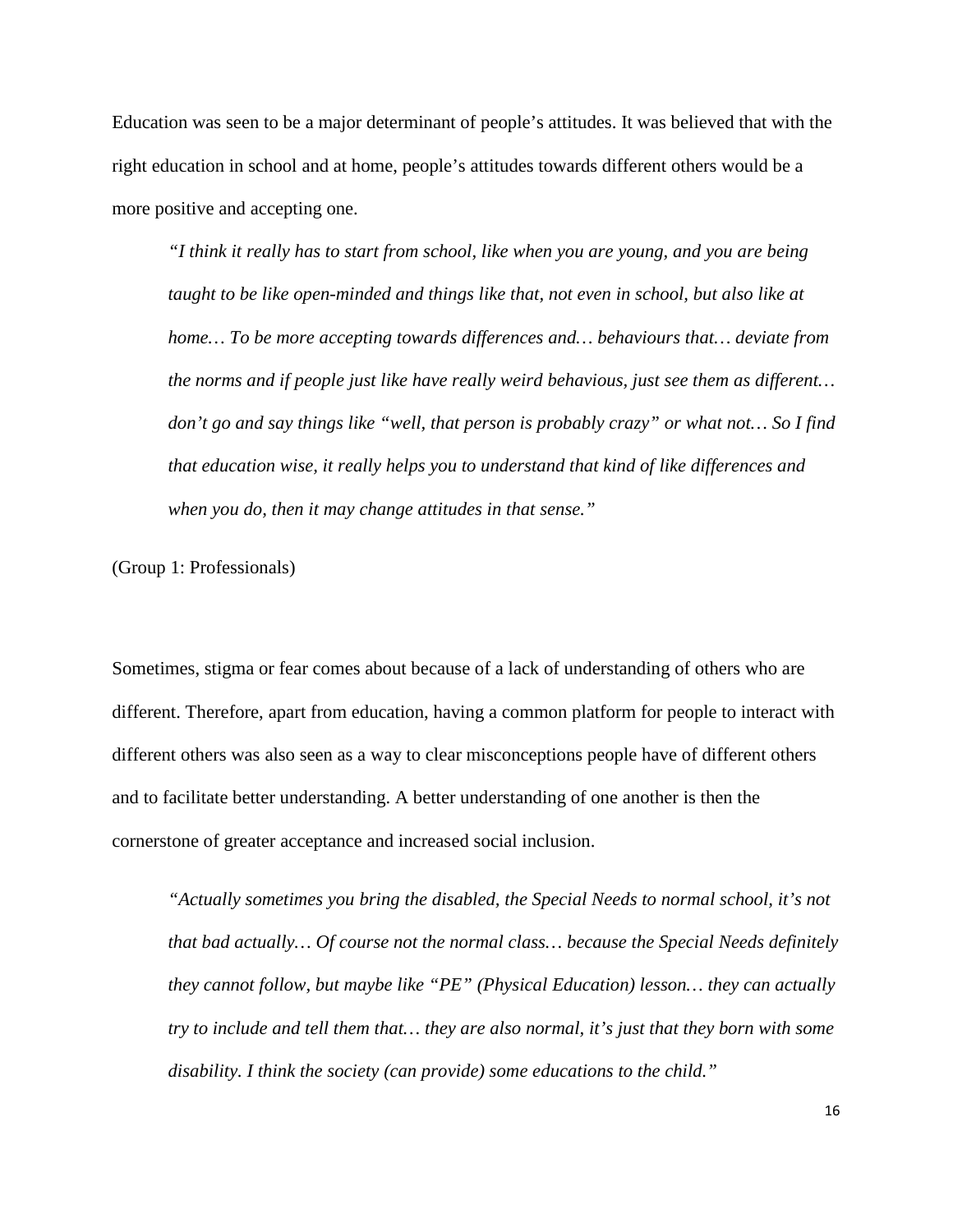Education was seen to be a major determinant of people's attitudes. It was believed that with the right education in school and at home, people's attitudes towards different others would be a more positive and accepting one.

> *"I think it really has to start from school, like when you are young, and you are being taught to be like open-minded and things like that, not even in school, but also like at home… To be more accepting towards differences and… behaviours that… deviate from the norms and if people just like have really weird behavious, just see them as different… don't go and say things like "well, that person is probably crazy" or what not… So I find that education wise, it really helps you to understand that kind of like differences and when you do, then it may change attitudes in that sense."*

(Group 1: Professionals)

Sometimes, stigma or fear comes about because of a lack of understanding of others who are different. Therefore, apart from education, having a common platform for people to interact with different others was also seen as a way to clear misconceptions people have of different others and to facilitate better understanding. A better understanding of one another is then the cornerstone of greater acceptance and increased social inclusion.

> *"Actually sometimes you bring the disabled, the Special Needs to normal school, it's not that bad actually… Of course not the normal class… because the Special Needs definitely they cannot follow, but maybe like "PE" (Physical Education) lesson… they can actually try to include and tell them that… they are also normal, it's just that they born with some disability. I think the society (can provide) some educations to the child."*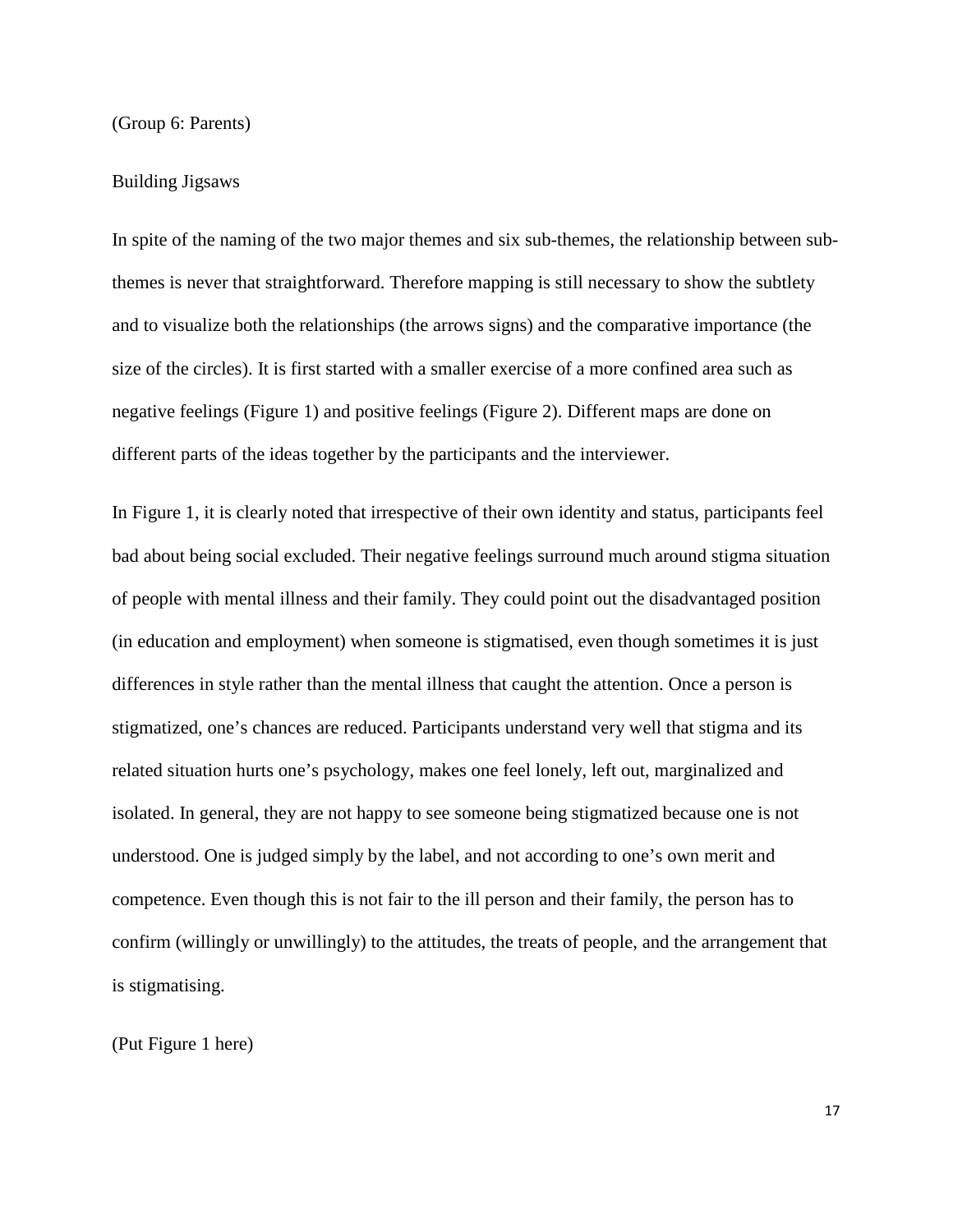(Group 6: Parents)

## Building Jigsaws

In spite of the naming of the two major themes and six sub-themes, the relationship between sub-themes is never that straightforward. Therefore mapping is still necessary to show the subtlety and to visualize both the relationships (the arrows signs) and the comparative importance (the size of the circles). It is first started with a smaller exercise of a more confined area such as negative feelings (Figure 1) and positive feelings (Figure 2). Different maps are done on different parts of the ideas together by the participants and the interviewer.

In Figure 1, it is clearly noted that irrespective of their own identity and status, participants feel bad about being social excluded. Their negative feelings surround much around stigma situation of people with mental illness and their family. They could point out the disadvantaged position (in education and employment) when someone is stigmatised, even though sometimes it is just differences in style rather than the mental illness that caught the attention. Once a person is stigmatized, one's chances are reduced. Participants understand very well that stigma and its related situation hurts one's psychology, makes one feel lonely, left out, marginalized and isolated. In general, they are not happy to see someone being stigmatized because one is not understood. One is judged simply by the label, and not according to one's own merit and competence. Even though this is not fair to the ill person and their family, the person has to confirm (willingly or unwillingly) to the attitudes, the treats of people, and the arrangement that is stigmatising.

(Put Figure 1 here)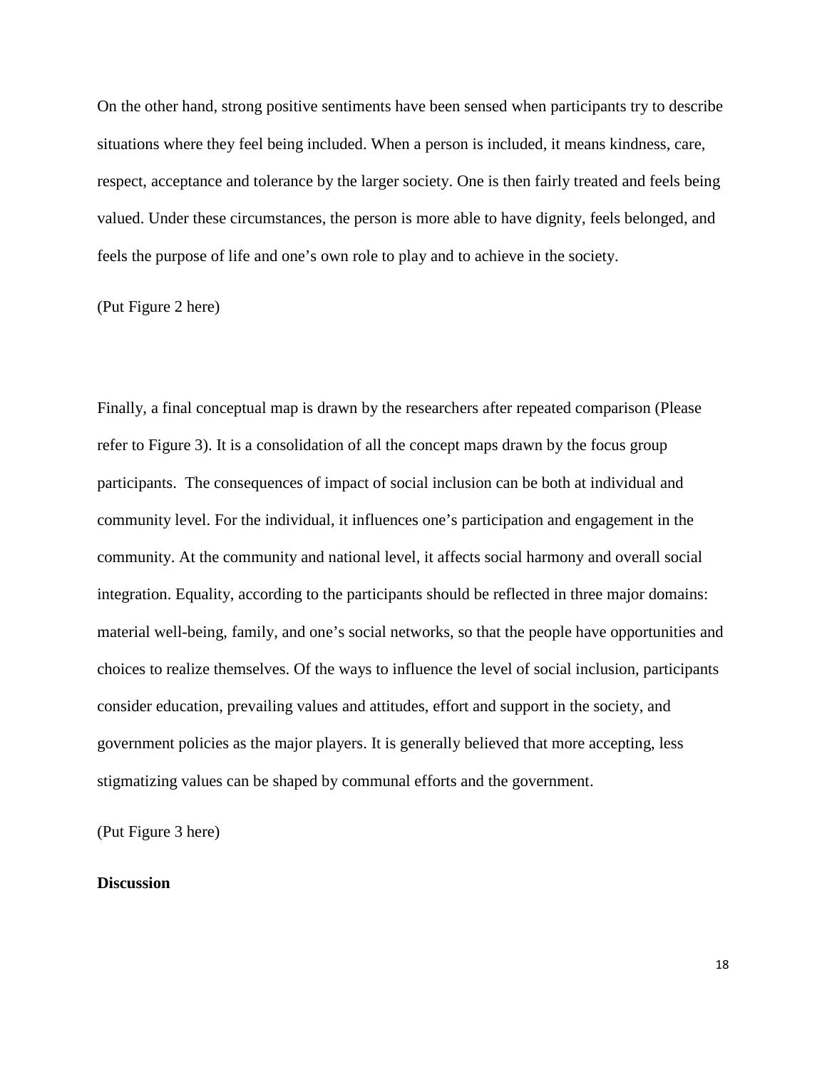On the other hand, strong positive sentiments have been sensed when participants try to describe situations where they feel being included. When a person is included, it means kindness, care, respect, acceptance and tolerance by the larger society. One is then fairly treated and feels being valued. Under these circumstances, the person is more able to have dignity, feels belonged, and feels the purpose of life and one's own role to play and to achieve in the society.

(Put Figure 2 here)

Finally, a final conceptual map is drawn by the researchers after repeated comparison (Please refer to Figure 3). It is a consolidation of all the concept maps drawn by the focus group participants. The consequences of impact of social inclusion can be both at individual and community level. For the individual, it influences one's participation and engagement in the community. At the community and national level, it affects social harmony and overall social integration. Equality, according to the participants should be reflected in three major domains: material well-being, family, and one's social networks, so that the people have opportunities and choices to realize themselves. Of the ways to influence the level of social inclusion, participants consider education, prevailing values and attitudes, effort and support in the society, and government policies as the major players. It is generally believed that more accepting, less stigmatizing values can be shaped by communal efforts and the government.

(Put Figure 3 here)

**Discussion**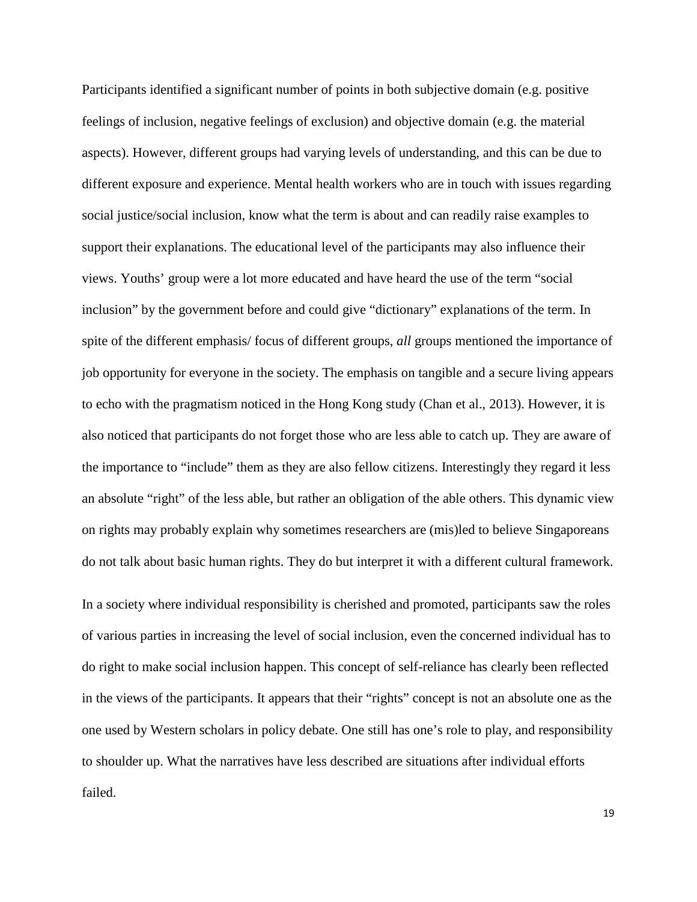Participants identified a significant number of points in both subjective domain (e.g. positive feelings of inclusion, negative feelings of exclusion) and objective domain (e.g. the material aspects). However, different groups had varying levels of understanding, and this can be due to different exposure and experience. Mental health workers who are in touch with issues regarding social justice/social inclusion, know what the term is about and can readily raise examples to support their explanations. The educational level of the participants may also influence their views. Youths' group were a lot more educated and have heard the use of the term "social inclusion" by the government before and could give "dictionary" explanations of the term. In spite of the different emphasis/ focus of different groups, *all* groups mentioned the importance of job opportunity for everyone in the society. The emphasis on tangible and a secure living appears to echo with the pragmatism noticed in the Hong Kong study (Chan et al., 2013). However, it is also noticed that participants do not forget those who are less able to catch up. They are aware of the importance to "include" them as they are also fellow citizens. Interestingly they regard it less an absolute "right" of the less able, but rather an obligation of the able others. This dynamic view on rights may probably explain why sometimes researchers are (mis)led to believe Singaporeans do not talk about basic human rights. They do but interpret it with a different cultural framework.

In a society where individual responsibility is cherished and promoted, participants saw the roles of various parties in increasing the level of social inclusion, even the concerned individual has to do right to make social inclusion happen. This concept of self-reliance has clearly been reflected in the views of the participants. It appears that their "rights" concept is not an absolute one as the one used by Western scholars in policy debate. One still has one's role to play, and responsibility to shoulder up. What the narratives have less described are situations after individual efforts failed.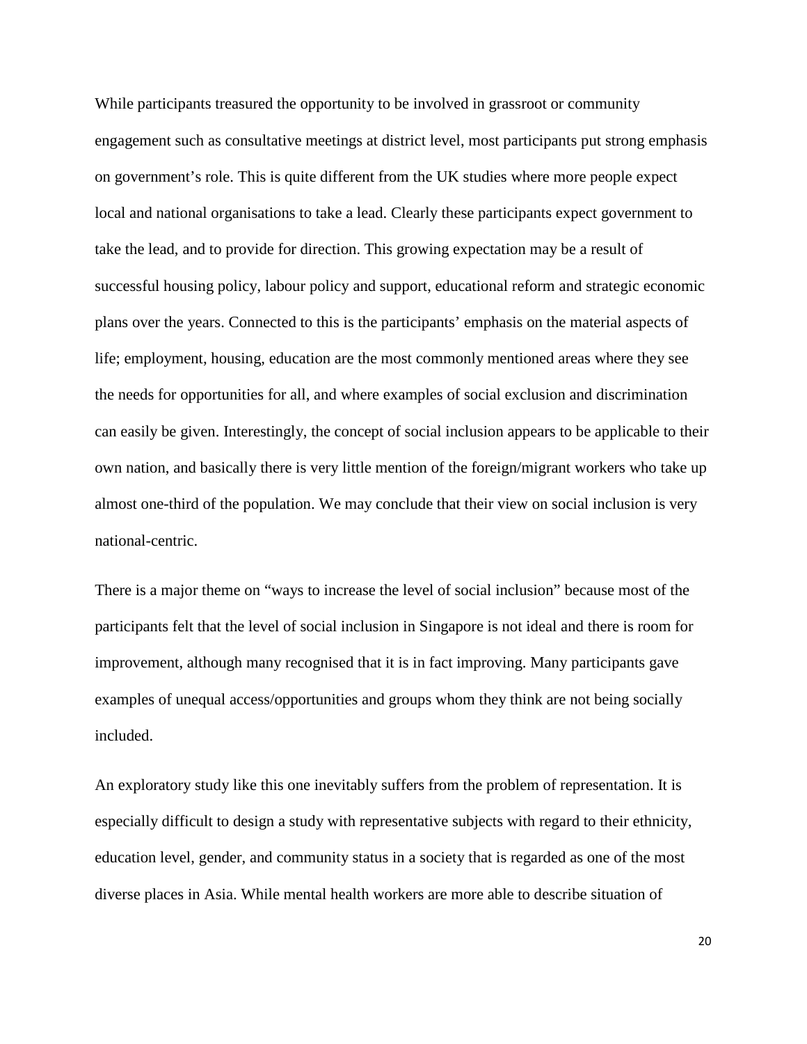While participants treasured the opportunity to be involved in grassroot or community engagement such as consultative meetings at district level, most participants put strong emphasis on government's role. This is quite different from the UK studies where more people expect local and national organisations to take a lead. Clearly these participants expect government to take the lead, and to provide for direction. This growing expectation may be a result of successful housing policy, labour policy and support, educational reform and strategic economic plans over the years. Connected to this is the participants' emphasis on the material aspects of life; employment, housing, education are the most commonly mentioned areas where they see the needs for opportunities for all, and where examples of social exclusion and discrimination can easily be given. Interestingly, the concept of social inclusion appears to be applicable to their own nation, and basically there is very little mention of the foreign/migrant workers who take up almost one-third of the population. We may conclude that their view on social inclusion is very national-centric.

There is a major theme on "ways to increase the level of social inclusion" because most of the participants felt that the level of social inclusion in Singapore is not ideal and there is room for improvement, although many recognised that it is in fact improving. Many participants gave examples of unequal access/opportunities and groups whom they think are not being socially included.

An exploratory study like this one inevitably suffers from the problem of representation. It is especially difficult to design a study with representative subjects with regard to their ethnicity, education level, gender, and community status in a society that is regarded as one of the most diverse places in Asia. While mental health workers are more able to describe situation of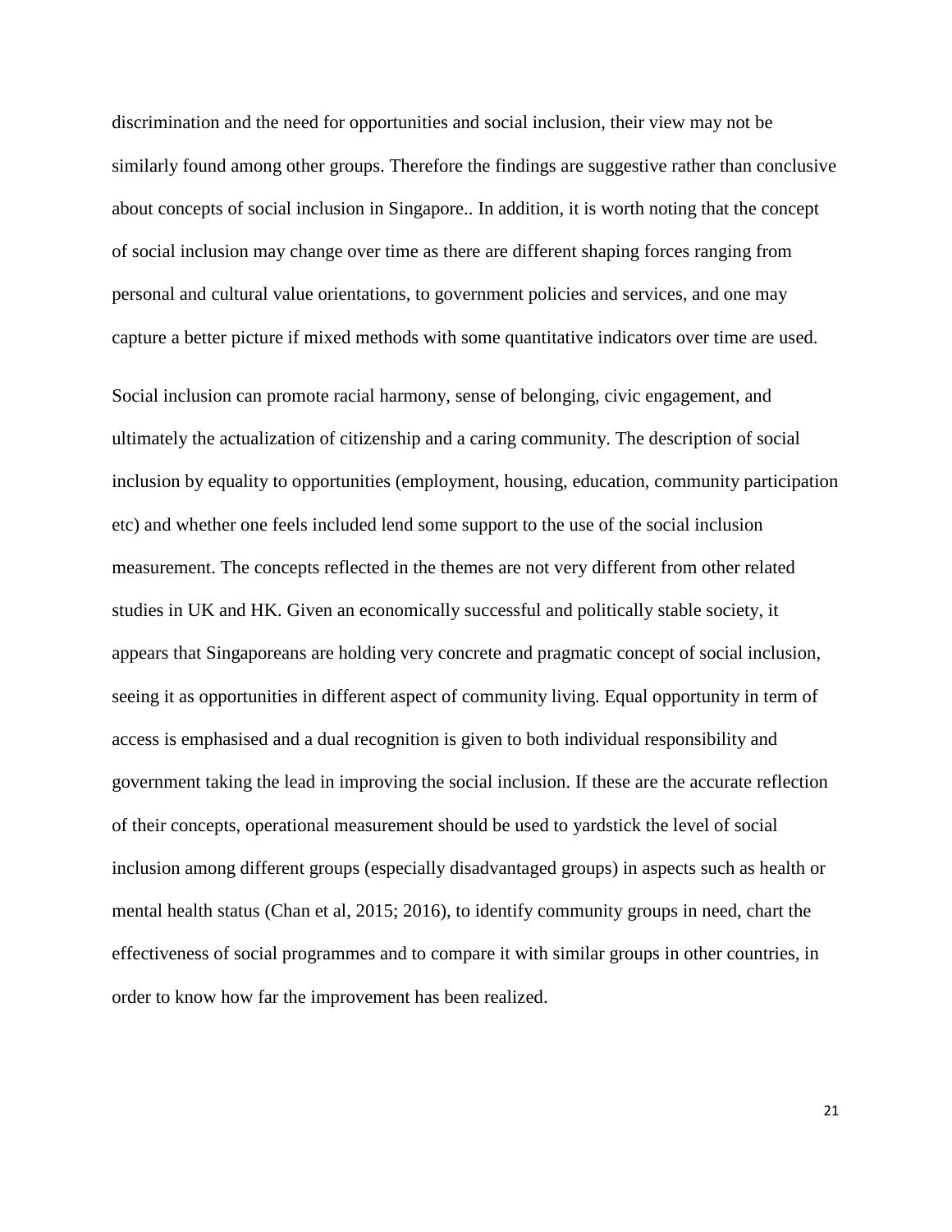discrimination and the need for opportunities and social inclusion, their view may not be similarly found among other groups. Therefore the findings are suggestive rather than conclusive about concepts of social inclusion in Singapore.. In addition, it is worth noting that the concept of social inclusion may change over time as there are different shaping forces ranging from personal and cultural value orientations, to government policies and services, and one may capture a better picture if mixed methods with some quantitative indicators over time are used.

Social inclusion can promote racial harmony, sense of belonging, civic engagement, and ultimately the actualization of citizenship and a caring community. The description of social inclusion by equality to opportunities (employment, housing, education, community participation etc) and whether one feels included lend some support to the use of the social inclusion measurement. The concepts reflected in the themes are not very different from other related studies in UK and HK. Given an economically successful and politically stable society, it appears that Singaporeans are holding very concrete and pragmatic concept of social inclusion, seeing it as opportunities in different aspect of community living. Equal opportunity in term of access is emphasised and a dual recognition is given to both individual responsibility and government taking the lead in improving the social inclusion. If these are the accurate reflection of their concepts, operational measurement should be used to yardstick the level of social inclusion among different groups (especially disadvantaged groups) in aspects such as health or mental health status (Chan et al, 2015; 2016), to identify community groups in need, chart the effectiveness of social programmes and to compare it with similar groups in other countries, in order to know how far the improvement has been realized.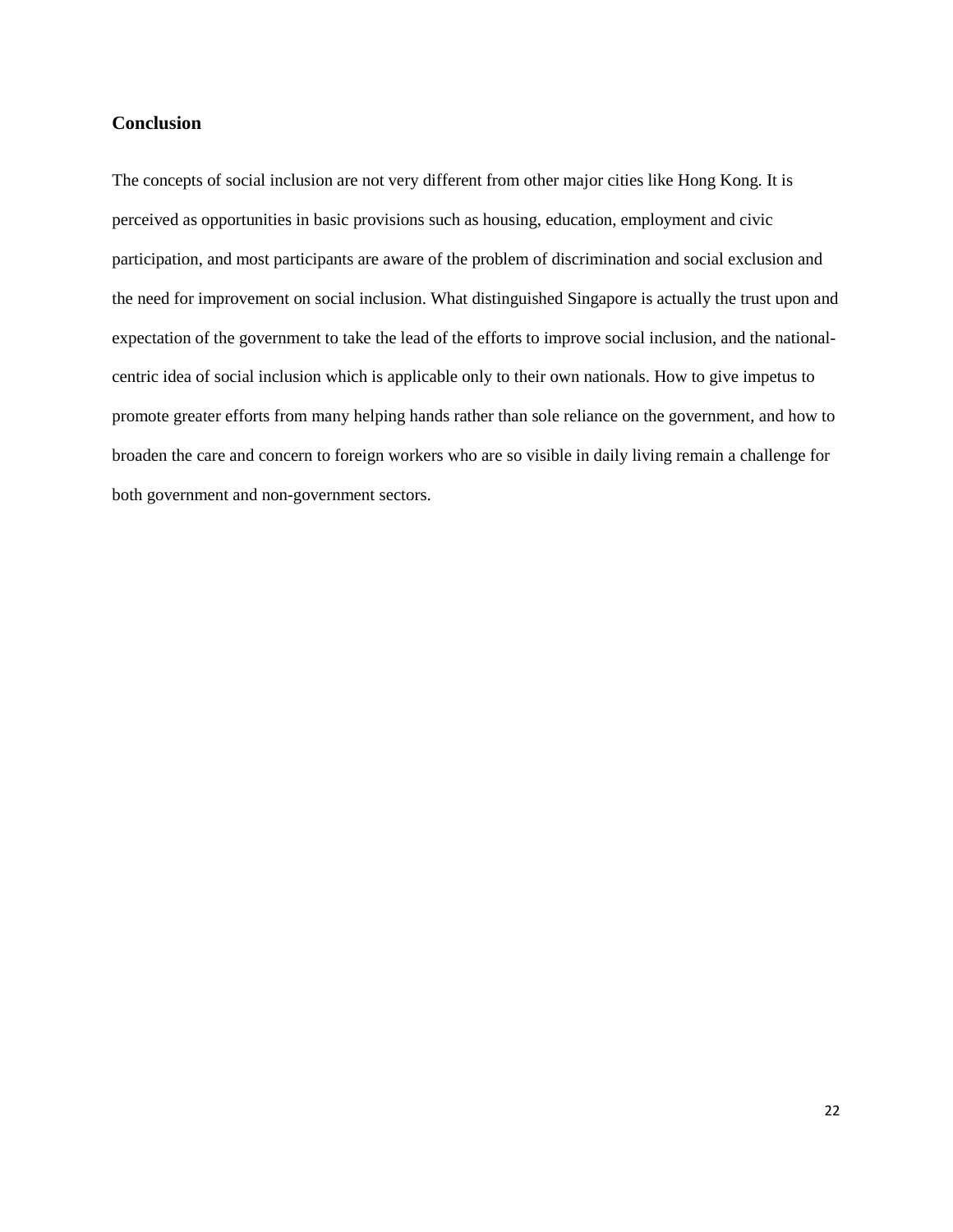## Conclusion

The concepts of social inclusion are not very different from other major cities like Hong Kong. It is perceived as opportunities in basic provisions such as housing, education, employment and civic participation, and most participants are aware of the problem of discrimination and social exclusion and the need for improvement on social inclusion. What distinguished Singapore is actually the trust upon and expectation of the government to take the lead of the efforts to improve social inclusion, and the national-centric idea of social inclusion which is applicable only to their own nationals. How to give impetus to promote greater efforts from many helping hands rather than sole reliance on the government, and how to broaden the care and concern to foreign workers who are so visible in daily living remain a challenge for both government and non-government sectors.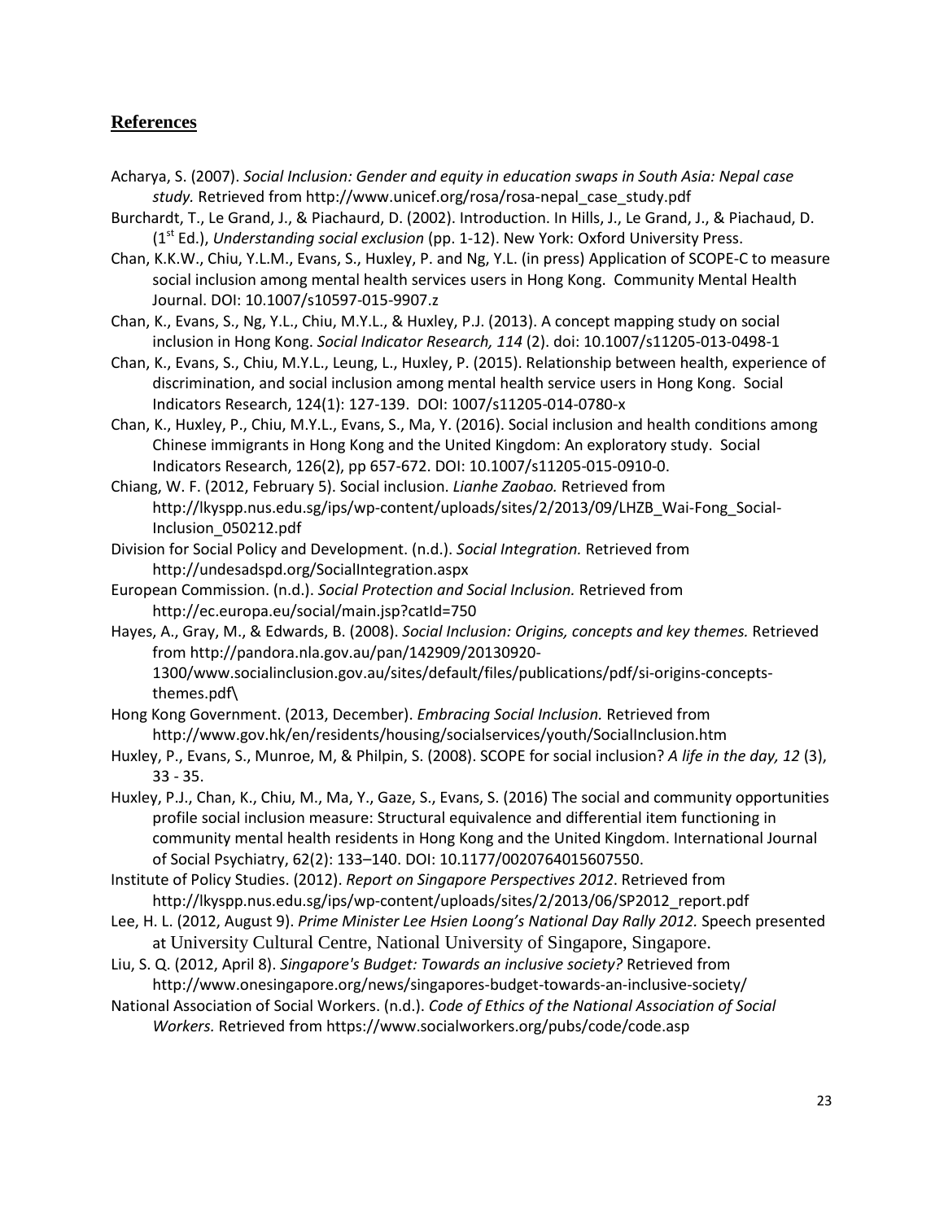## References

Acharya, S. (2007). *Social Inclusion: Gender and equity in education swaps in South Asia: Nepal case study.* Retrieved from http://www.unicef.org/rosa/rosa-nepal_case_study.pdf

Burchardt, T., Le Grand, J., & Piachaurd, D. (2002). Introduction. In Hills, J., Le Grand, J., & Piachaud, D. (1st Ed.), *Understanding social exclusion* (pp. 1-12). New York: Oxford University Press.

Chan, K.K.W., Chiu, Y.L.M., Evans, S., Huxley, P. and Ng, Y.L. (in press) Application of SCOPE-C to measure social inclusion among mental health services users in Hong Kong. Community Mental Health Journal. DOI: 10.1007/s10597-015-9907.z

Chan, K., Evans, S., Ng, Y.L., Chiu, M.Y.L., & Huxley, P.J. (2013). A concept mapping study on social inclusion in Hong Kong. *Social Indicator Research, 114* (2). doi: 10.1007/s11205-013-0498-1

Chan, K., Evans, S., Chiu, M.Y.L., Leung, L., Huxley, P. (2015). Relationship between health, experience of discrimination, and social inclusion among mental health service users in Hong Kong. Social Indicators Research, 124(1): 127-139. DOI: 1007/s11205-014-0780-x

Chan, K., Huxley, P., Chiu, M.Y.L., Evans, S., Ma, Y. (2016). Social inclusion and health conditions among Chinese immigrants in Hong Kong and the United Kingdom: An exploratory study. Social Indicators Research, 126(2), pp 657-672. DOI: 10.1007/s11205-015-0910-0.

Chiang, W. F. (2012, February 5). Social inclusion. *Lianhe Zaobao.* Retrieved from http://lkyspp.nus.edu.sg/ips/wp-content/uploads/sites/2/2013/09/LHZB_Wai-Fong_Social-Inclusion_050212.pdf

Division for Social Policy and Development. (n.d.). *Social Integration.* Retrieved from http://undesadspd.org/SocialIntegration.aspx

European Commission. (n.d.). *Social Protection and Social Inclusion.* Retrieved from http://ec.europa.eu/social/main.jsp?catId=750

Hayes, A., Gray, M., & Edwards, B. (2008). *Social Inclusion: Origins, concepts and key themes.* Retrieved from http://pandora.nla.gov.au/pan/142909/20130920-1300/www.socialinclusion.gov.au/sites/default/files/publications/pdf/si-origins-concepts-themes.pdf\

Hong Kong Government. (2013, December). *Embracing Social Inclusion.* Retrieved from http://www.gov.hk/en/residents/housing/socialservices/youth/SocialInclusion.htm

Huxley, P., Evans, S., Munroe, M, & Philpin, S. (2008). SCOPE for social inclusion? *A life in the day, 12* (3), 33 - 35.

Huxley, P.J., Chan, K., Chiu, M., Ma, Y., Gaze, S., Evans, S. (2016) The social and community opportunities profile social inclusion measure: Structural equivalence and differential item functioning in community mental health residents in Hong Kong and the United Kingdom. International Journal of Social Psychiatry, 62(2): 133–140. DOI: 10.1177/0020764015607550.

Institute of Policy Studies. (2012). *Report on Singapore Perspectives 2012*. Retrieved from http://lkyspp.nus.edu.sg/ips/wp-content/uploads/sites/2/2013/06/SP2012_report.pdf

Lee, H. L. (2012, August 9). *Prime Minister Lee Hsien Loong's National Day Rally 2012.* Speech presented at University Cultural Centre, National University of Singapore, Singapore.

Liu, S. Q. (2012, April 8). *Singapore's Budget: Towards an inclusive society?* Retrieved from http://www.onesingapore.org/news/singapores-budget-towards-an-inclusive-society/

National Association of Social Workers. (n.d.). *Code of Ethics of the National Association of Social Workers.* Retrieved from https://www.socialworkers.org/pubs/code/code.asp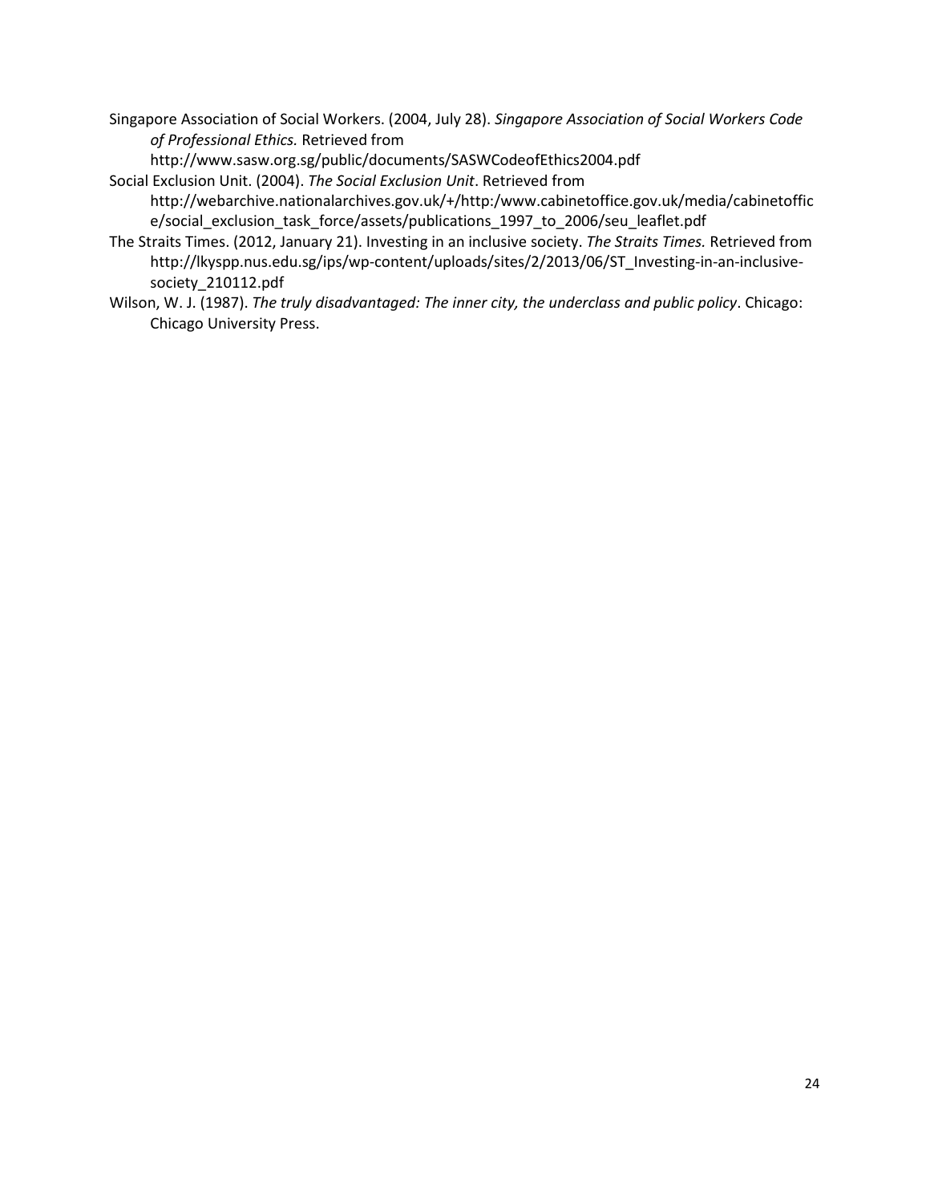Singapore Association of Social Workers. (2004, July 28). *Singapore Association of Social Workers Code of Professional Ethics.* Retrieved from http://www.sasw.org.sg/public/documents/SASWCodeofEthics2004.pdf

Social Exclusion Unit. (2004). *The Social Exclusion Unit*. Retrieved from http://webarchive.nationalarchives.gov.uk/+/http:/www.cabinetoffice.gov.uk/media/cabinetoffice/social_exclusion_task_force/assets/publications_1997_to_2006/seu_leaflet.pdf

The Straits Times. (2012, January 21). Investing in an inclusive society. *The Straits Times.* Retrieved from http://lkyspp.nus.edu.sg/ips/wp-content/uploads/sites/2/2013/06/ST_Investing-in-an-inclusive-society_210112.pdf

Wilson, W. J. (1987). *The truly disadvantaged: The inner city, the underclass and public policy*. Chicago: Chicago University Press.